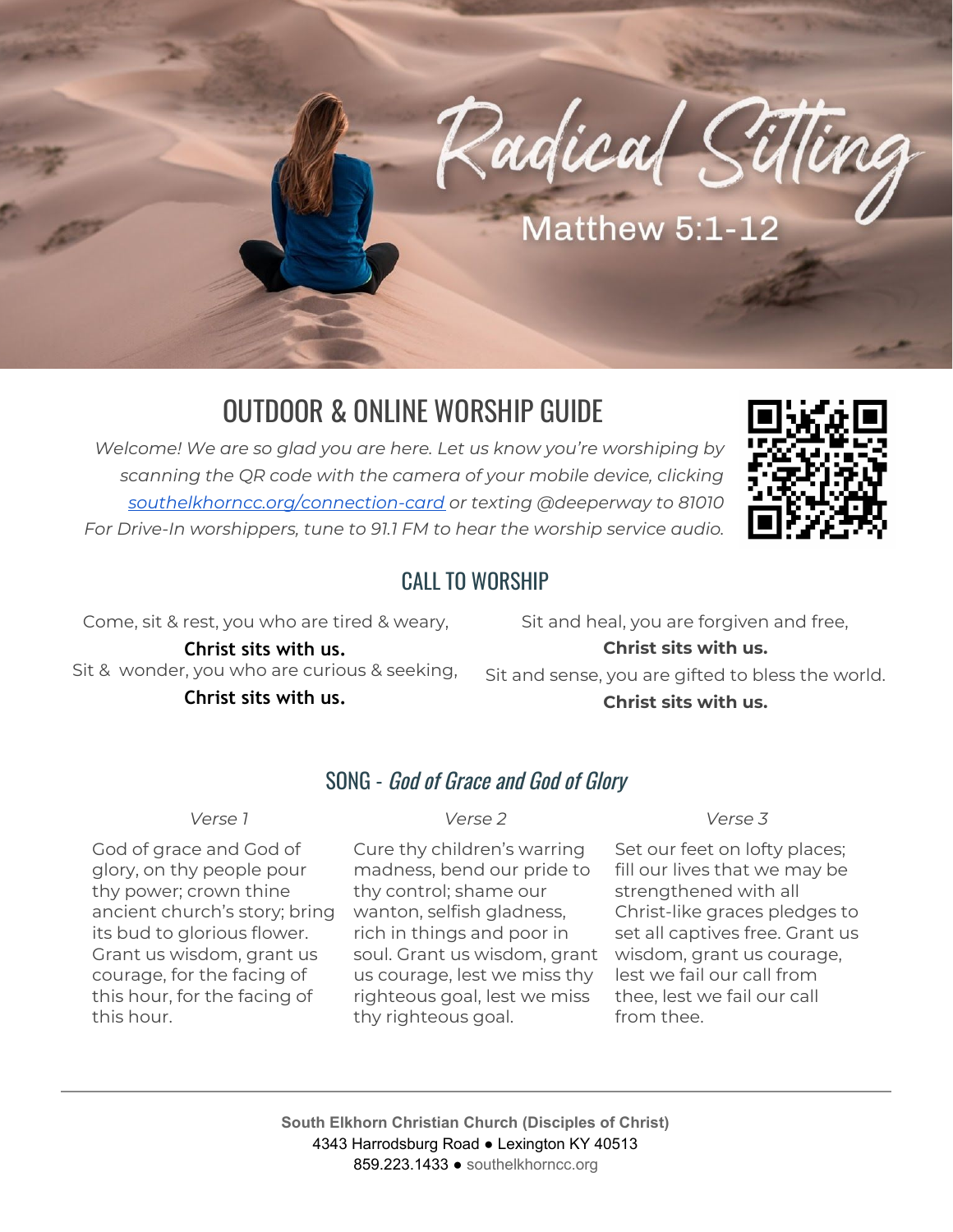# Radical Sitting

Matthew 5:1-12

## OUTDOOR & ONLINE WORSHIP GUIDE

*Welcome! We are so glad you are here. Let us know you're worshiping by scanning the QR code with the camera of your mobile device, clicking [southelkhorncc.org/connection-card](southelkhorncc.org/connection-card) or texting @deeperway to 81010*
*For Drive-In worshippers, tune to 91.1 FM to hear the worship service audio.*

## CALL TO WORSHIP

Come, sit & rest, you who are tired & weary,
**Christ sits with us.**
Sit & wonder, you who are curious & seeking,
**Christ sits with us.**
Sit and heal, you are forgiven and free,
**Christ sits with us.**
Sit and sense, you are gifted to bless the world.
**Christ sits with us.**

## SONG - *God of Grace and God of Glory*

*Verse 1*

God of grace and God of glory, on thy people pour thy power; crown thine ancient church's story; bring its bud to glorious flower. Grant us wisdom, grant us courage, for the facing of this hour, for the facing of this hour.

*Verse 2*

Cure thy children's warring madness, bend our pride to thy control; shame our wanton, selfish gladness, rich in things and poor in soul. Grant us wisdom, grant us courage, lest we miss thy righteous goal, lest we miss thy righteous goal.

*Verse 3*

Set our feet on lofty places; fill our lives that we may be strengthened with all Christ-like graces pledges to set all captives free. Grant us wisdom, grant us courage, lest we fail our call from thee, lest we fail our call from thee.

---

**South Elkhorn Christian Church (Disciples of Christ)**
4343 Harrodsburg Road ● Lexington KY 40513
859.223.1433 ● southelkhorncc.org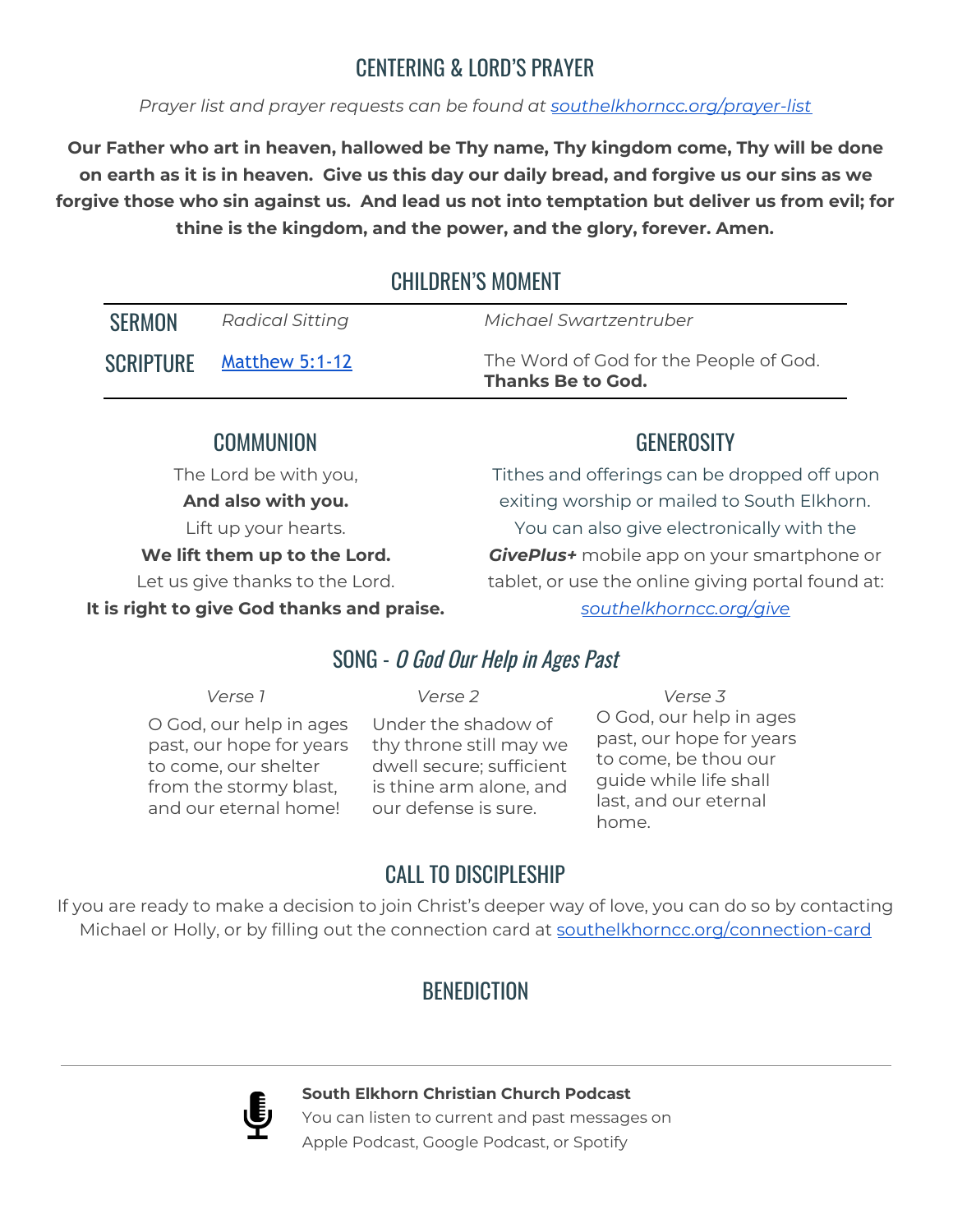## CENTERING & LORD'S PRAYER

*Prayer list and prayer requests can be found at [southelkhorncc.org/prayer-list](southelkhorncc.org/prayer-list)*

**Our Father who art in heaven, hallowed be Thy name, Thy kingdom come, Thy will be done on earth as it is in heaven. Give us this day our daily bread, and forgive us our sins as we forgive those who sin against us. And lead us not into temptation but deliver us from evil; for thine is the kingdom, and the power, and the glory, forever. Amen.**

## CHILDREN'S MOMENT

| | | |
|---|---|---|
| SERMON | *Radical Sitting* | *Michael Swartzentruber* |
| SCRIPTURE | [Matthew 5:1-12](Matthew 5:1-12) | The Word of God for the People of God. **Thanks Be to God.** |

## COMMUNION

The Lord be with you,
**And also with you.**
Lift up your hearts.
**We lift them up to the Lord.**
Let us give thanks to the Lord.
**It is right to give God thanks and praise.**

## GENEROSITY

Tithes and offerings can be dropped off upon exiting worship or mailed to South Elkhorn. You can also give electronically with the ***GivePlus+*** mobile app on your smartphone or tablet, or use the online giving portal found at: [*southelkhorncc.org/give*](southelkhorncc.org/give)

## SONG - *O God Our Help in Ages Past*

*Verse 1*
O God, our help in ages past, our hope for years to come, our shelter from the stormy blast, and our eternal home!

*Verse 2*
Under the shadow of thy throne still may we dwell secure; sufficient is thine arm alone, and our defense is sure.

*Verse 3*
O God, our help in ages past, our hope for years to come, be thou our guide while life shall last, and our eternal home.

## CALL TO DISCIPLESHIP

If you are ready to make a decision to join Christ's deeper way of love, you can do so by contacting Michael or Holly, or by filling out the connection card at [southelkhorncc.org/connection-card](southelkhorncc.org/connection-card)

## BENEDICTION

---

**South Elkhorn Christian Church Podcast**
You can listen to current and past messages on Apple Podcast, Google Podcast, or Spotify